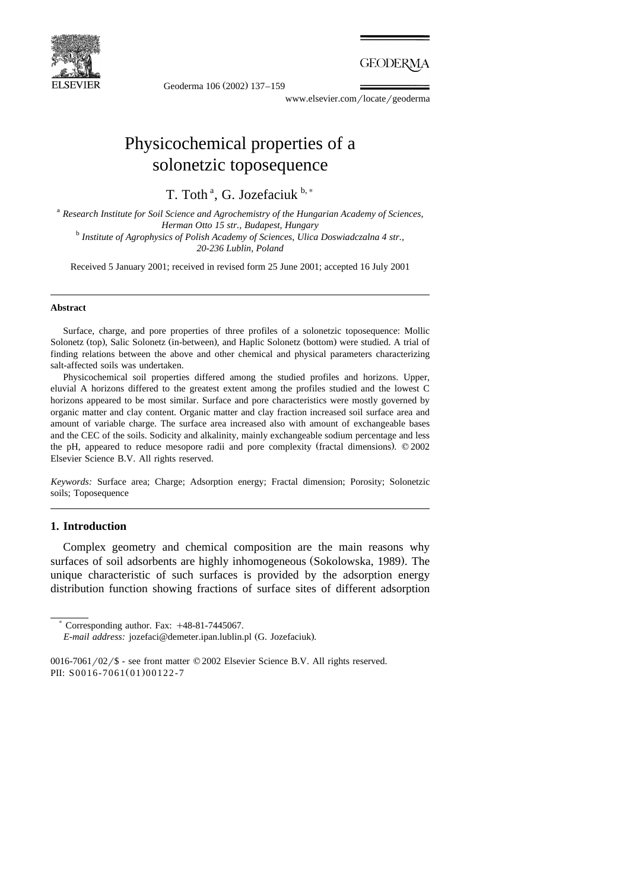# Physicochemical properties of a solonetzic toposequence

T. Toth [a], G. Jozefaciuk [b,*]

[a] *Research Institute for Soil Science and Agrochemistry of the Hungarian Academy of Sciences, Herman Otto 15 str., Budapest, Hungary*

[b] *Institute of Agrophysics of Polish Academy of Sciences, Ulica Doswiadczalna 4 str., 20-236 Lublin, Poland*

Received 5 January 2001; received in revised form 25 June 2001; accepted 16 July 2001

---

**Abstract**

Surface, charge, and pore properties of three profiles of a solonetzic toposequence: Mollic Solonetz (top), Salic Solonetz (in-between), and Haplic Solonetz (bottom) were studied. A trial of finding relations between the above and other chemical and physical parameters characterizing salt-affected soils was undertaken.

Physicochemical soil properties differed among the studied profiles and horizons. Upper, eluvial A horizons differed to the greatest extent among the profiles studied and the lowest C horizons appeared to be most similar. Surface and pore characteristics were mostly governed by organic matter and clay content. Organic matter and clay fraction increased soil surface area and amount of variable charge. The surface area increased also with amount of exchangeable bases and the CEC of the soils. Sodicity and alkalinity, mainly exchangeable sodium percentage and less the pH, appeared to reduce mesopore radii and pore complexity (fractal dimensions). © 2002 Elsevier Science B.V. All rights reserved.

*Keywords:* Surface area; Charge; Adsorption energy; Fractal dimension; Porosity; Solonetzic soils; Toposequence

---

## 1. Introduction

Complex geometry and chemical composition are the main reasons why surfaces of soil adsorbents are highly inhomogeneous (Sokolowska, 1989). The unique characteristic of such surfaces is provided by the adsorption energy distribution function showing fractions of surface sites of different adsorption

---

* Corresponding author. Fax: +48-81-7445067.
*E-mail address:* jozefaci@demeter.ipan.lublin.pl (G. Jozefaciuk).

0016-7061/02/$ - see front matter © 2002 Elsevier Science B.V. All rights reserved.
PII: S0016-7061(01)00122-7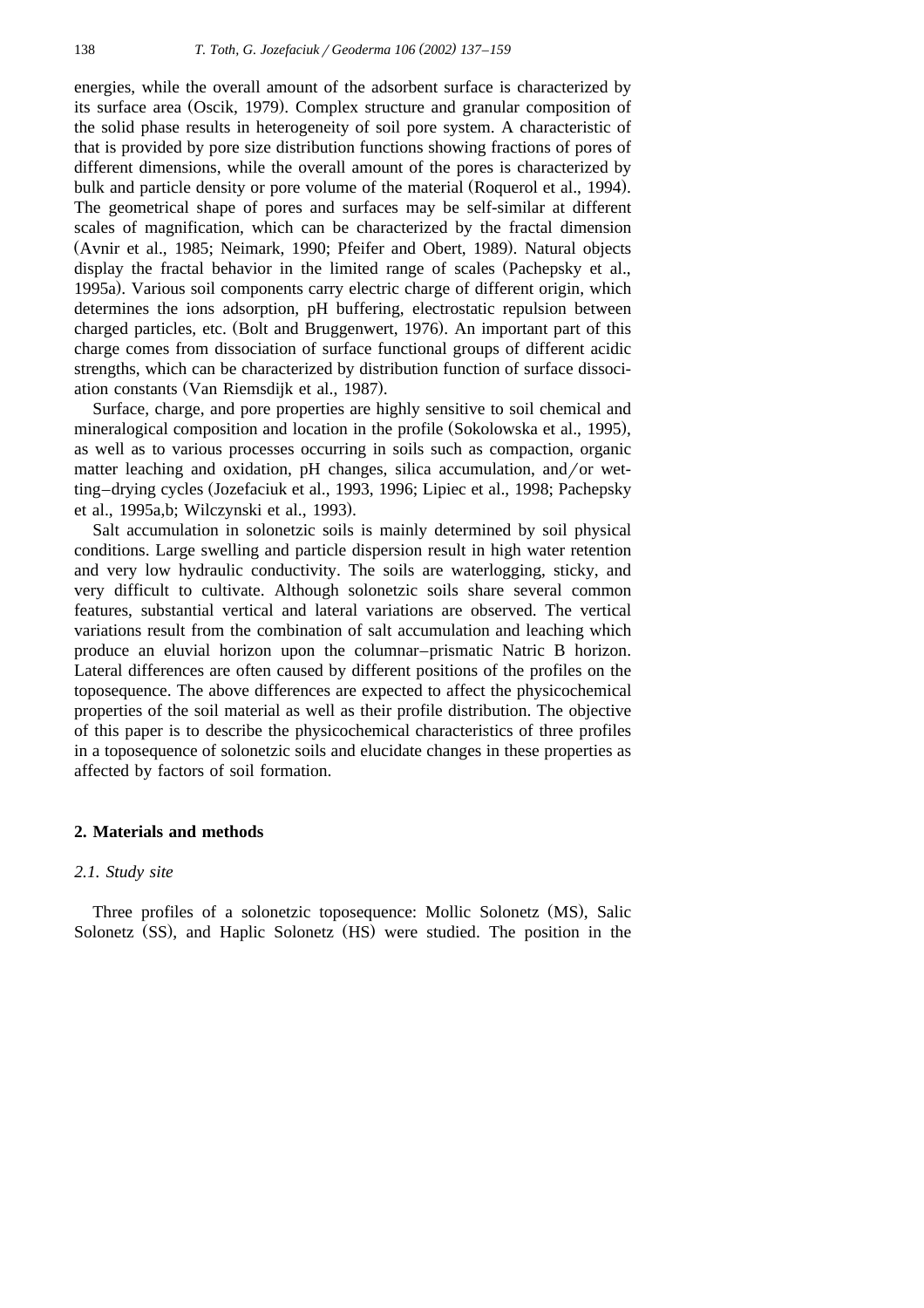energies, while the overall amount of the adsorbent surface is characterized by its surface area (Oscik, 1979). Complex structure and granular composition of the solid phase results in heterogeneity of soil pore system. A characteristic of that is provided by pore size distribution functions showing fractions of pores of different dimensions, while the overall amount of the pores is characterized by bulk and particle density or pore volume of the material (Roquerol et al., 1994). The geometrical shape of pores and surfaces may be self-similar at different scales of magnification, which can be characterized by the fractal dimension (Avnir et al., 1985; Neimark, 1990; Pfeifer and Obert, 1989). Natural objects display the fractal behavior in the limited range of scales (Pachepsky et al., 1995a). Various soil components carry electric charge of different origin, which determines the ions adsorption, pH buffering, electrostatic repulsion between charged particles, etc. (Bolt and Bruggenwert, 1976). An important part of this charge comes from dissociation of surface functional groups of different acidic strengths, which can be characterized by distribution function of surface dissociation constants (Van Riemsdijk et al., 1987).

Surface, charge, and pore properties are highly sensitive to soil chemical and mineralogical composition and location in the profile (Sokolowska et al., 1995), as well as to various processes occurring in soils such as compaction, organic matter leaching and oxidation, pH changes, silica accumulation, and/or wetting–drying cycles (Jozefaciuk et al., 1993, 1996; Lipiec et al., 1998; Pachepsky et al., 1995a,b; Wilczynski et al., 1993).

Salt accumulation in solonetzic soils is mainly determined by soil physical conditions. Large swelling and particle dispersion result in high water retention and very low hydraulic conductivity. The soils are waterlogging, sticky, and very difficult to cultivate. Although solonetzic soils share several common features, substantial vertical and lateral variations are observed. The vertical variations result from the combination of salt accumulation and leaching which produce an eluvial horizon upon the columnar–prismatic Natric B horizon. Lateral differences are often caused by different positions of the profiles on the toposequence. The above differences are expected to affect the physicochemical properties of the soil material as well as their profile distribution. The objective of this paper is to describe the physicochemical characteristics of three profiles in a toposequence of solonetzic soils and elucidate changes in these properties as affected by factors of soil formation.

## 2. Materials and methods

### *2.1. Study site*

Three profiles of a solonetzic toposequence: Mollic Solonetz (MS), Salic Solonetz (SS), and Haplic Solonetz (HS) were studied. The position in the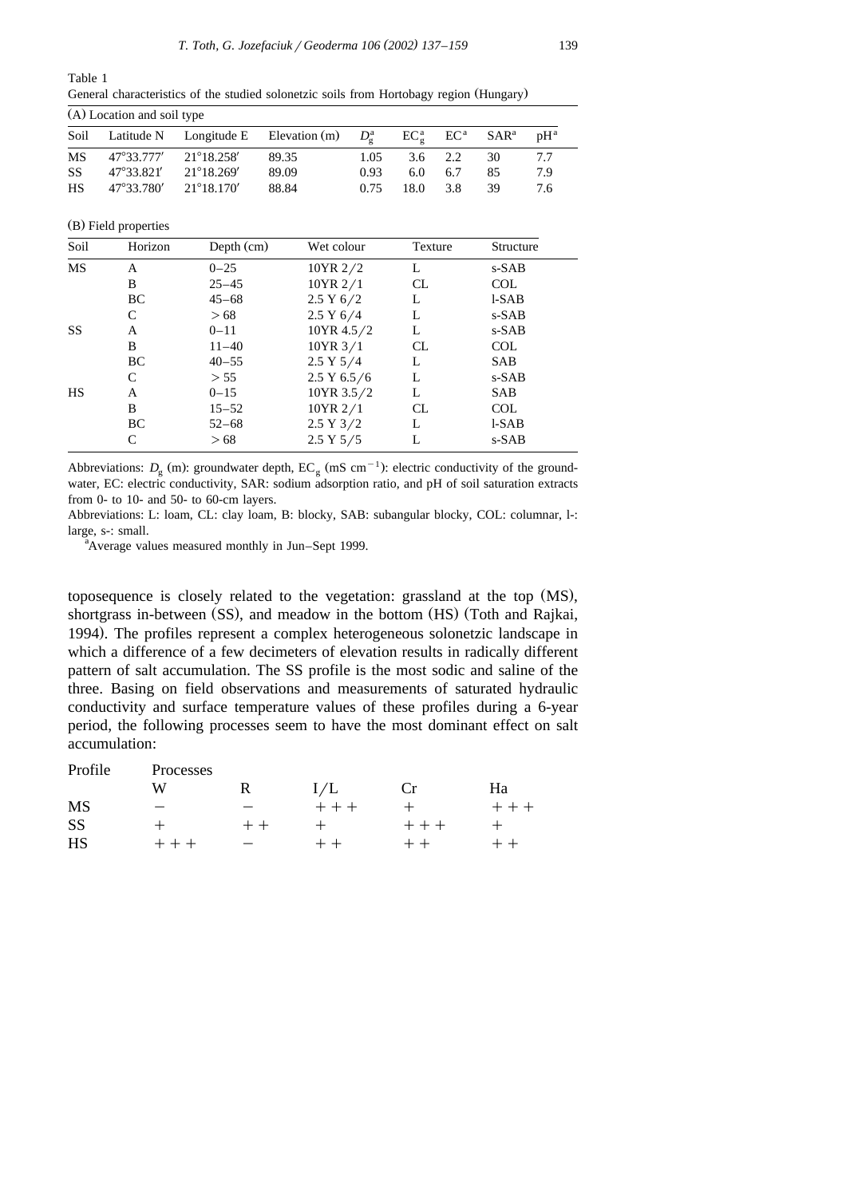Table 1

General characteristics of the studied solonetzic soils from Hortobagy region (Hungary)

(A) Location and soil type

| Soil | Latitude N | Longitude E | Elevation (m) | $D_g^a$ | $EC_g^a$ | $EC^a$ | $SAR^a$ | $pH^a$ |
|---|---|---|---|---|---|---|---|---|
| MS | 47°33.777′ | 21°18.258′ | 89.35 | 1.05 | 3.6 | 2.2 | 30 | 7.7 |
| SS | 47°33.821′ | 21°18.269′ | 89.09 | 0.93 | 6.0 | 6.7 | 85 | 7.9 |
| HS | 47°33.780′ | 21°18.170′ | 88.84 | 0.75 | 18.0 | 3.8 | 39 | 7.6 |

(B) Field properties

| Soil | Horizon | Depth (cm) | Wet colour | Texture | Structure |
|---|---|---|---|---|---|
| MS | A | 0–25 | 10YR 2/2 | L | s-SAB |
| | B | 25–45 | 10YR 2/1 | CL | COL |
| | BC | 45–68 | 2.5 Y 6/2 | L | l-SAB |
| | C | > 68 | 2.5 Y 6/4 | L | s-SAB |
| SS | A | 0–11 | 10YR 4.5/2 | L | s-SAB |
| | B | 11–40 | 10YR 3/1 | CL | COL |
| | BC | 40–55 | 2.5 Y 5/4 | L | SAB |
| | C | > 55 | 2.5 Y 6.5/6 | L | s-SAB |
| HS | A | 0–15 | 10YR 3.5/2 | L | SAB |
| | B | 15–52 | 10YR 2/1 | CL | COL |
| | BC | 52–68 | 2.5 Y 3/2 | L | l-SAB |
| | C | > 68 | 2.5 Y 5/5 | L | s-SAB |

Abbreviations: $D_g$ (m): groundwater depth, $EC_g$ (mS cm$^{-1}$): electric conductivity of the groundwater, EC: electric conductivity, SAR: sodium adsorption ratio, and pH of soil saturation extracts from 0- to 10- and 50- to 60-cm layers.

Abbreviations: L: loam, CL: clay loam, B: blocky, SAB: subangular blocky, COL: columnar, l-: large, s-: small.

[a]Average values measured monthly in Jun–Sept 1999.

toposequence is closely related to the vegetation: grassland at the top (MS), shortgrass in-between (SS), and meadow in the bottom (HS) (Toth and Rajkai, 1994). The profiles represent a complex heterogeneous solonetzic landscape in which a difference of a few decimeters of elevation results in radically different pattern of salt accumulation. The SS profile is the most sodic and saline of the three. Basing on field observations and measurements of saturated hydraulic conductivity and surface temperature values of these profiles during a 6-year period, the following processes seem to have the most dominant effect on salt accumulation:

| Profile | Processes | | | | |
|---|---|---|---|---|---|
| | W | R | I/L | Cr | Ha |
| MS | − | − | + + + | + | + + + |
| SS | + | + + | + | + + + | + |
| HS | + + + | − | + + | + + | + + |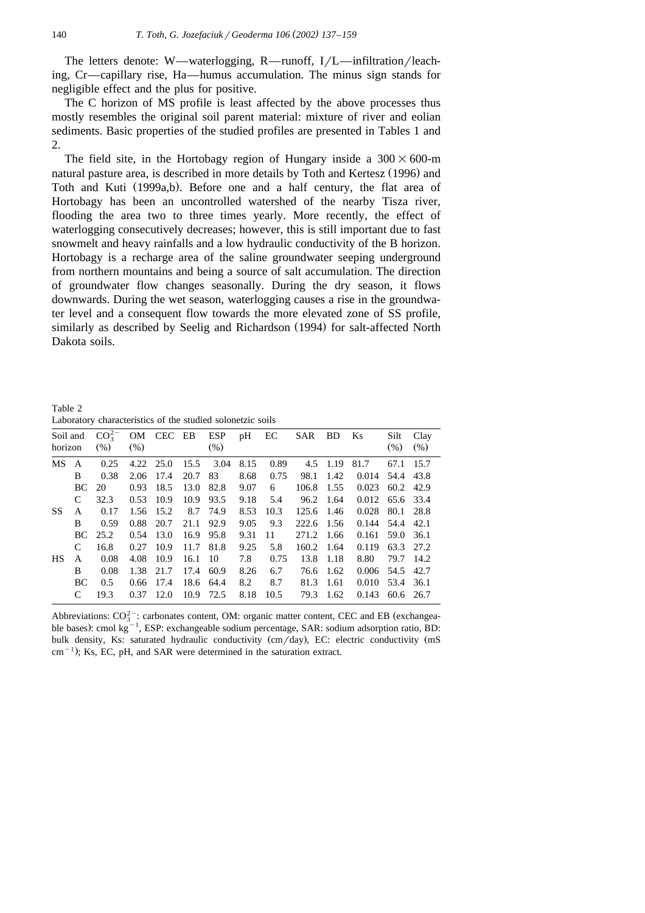The letters denote: W—waterlogging, R—runoff, I/L—infiltration/leaching, Cr—capillary rise, Ha—humus accumulation. The minus sign stands for negligible effect and the plus for positive.

The C horizon of MS profile is least affected by the above processes thus mostly resembles the original soil parent material: mixture of river and eolian sediments. Basic properties of the studied profiles are presented in Tables 1 and 2.

The field site, in the Hortobagy region of Hungary inside a $300 \times 600$-m natural pasture area, is described in more details by Toth and Kertesz (1996) and Toth and Kuti (1999a,b). Before one and a half century, the flat area of Hortobagy has been an uncontrolled watershed of the nearby Tisza river, flooding the area two to three times yearly. More recently, the effect of waterlogging consecutively decreases; however, this is still important due to fast snowmelt and heavy rainfalls and a low hydraulic conductivity of the B horizon. Hortobagy is a recharge area of the saline groundwater seeping underground from northern mountains and being a source of salt accumulation. The direction of groundwater flow changes seasonally. During the dry season, it flows downwards. During the wet season, waterlogging causes a rise in the groundwater level and a consequent flow towards the more elevated zone of SS profile, similarly as described by Seelig and Richardson (1994) for salt-affected North Dakota soils.

Table 2
Laboratory characteristics of the studied solonetzic soils

| Soil and horizon | | $CO_3^{2-}$ (%) | OM (%) | CEC | EB | ESP (%) | pH | EC | SAR | BD | Ks | Silt (%) | Clay (%) |
|---|---|---|---|---|---|---|---|---|---|---|---|---|---|
| MS | A | 0.25 | 4.22 | 25.0 | 15.5 | 3.04 | 8.15 | 0.89 | 4.5 | 1.19 | 81.7 | 67.1 | 15.7 |
| | B | 0.38 | 2.06 | 17.4 | 20.7 | 83 | 8.68 | 0.75 | 98.1 | 1.42 | 0.014 | 54.4 | 43.8 |
| | BC | 20 | 0.93 | 18.5 | 13.0 | 82.8 | 9.07 | 6 | 106.8 | 1.55 | 0.023 | 60.2 | 42.9 |
| | C | 32.3 | 0.53 | 10.9 | 10.9 | 93.5 | 9.18 | 5.4 | 96.2 | 1.64 | 0.012 | 65.6 | 33.4 |
| SS | A | 0.17 | 1.56 | 15.2 | 8.7 | 74.9 | 8.53 | 10.3 | 125.6 | 1.46 | 0.028 | 80.1 | 28.8 |
| | B | 0.59 | 0.88 | 20.7 | 21.1 | 92.9 | 9.05 | 9.3 | 222.6 | 1.56 | 0.144 | 54.4 | 42.1 |
| | BC | 25.2 | 0.54 | 13.0 | 16.9 | 95.8 | 9.31 | 11 | 271.2 | 1.66 | 0.161 | 59.0 | 36.1 |
| | C | 16.8 | 0.27 | 10.9 | 11.7 | 81.8 | 9.25 | 5.8 | 160.2 | 1.64 | 0.119 | 63.3 | 27.2 |
| HS | A | 0.08 | 4.08 | 10.9 | 16.1 | 10 | 7.8 | 0.75 | 13.8 | 1.18 | 8.80 | 79.7 | 14.2 |
| | B | 0.08 | 1.38 | 21.7 | 17.4 | 60.9 | 8.26 | 6.7 | 76.6 | 1.62 | 0.006 | 54.5 | 42.7 |
| | BC | 0.5 | 0.66 | 17.4 | 18.6 | 64.4 | 8.2 | 8.7 | 81.3 | 1.61 | 0.010 | 53.4 | 36.1 |
| | C | 19.3 | 0.37 | 12.0 | 10.9 | 72.5 | 8.18 | 10.5 | 79.3 | 1.62 | 0.143 | 60.6 | 26.7 |

Abbreviations: $CO_3^{2-}$: carbonates content, OM: organic matter content, CEC and EB (exchangeable bases): cmol $kg^{-1}$, ESP: exchangeable sodium percentage, SAR: sodium adsorption ratio, BD: bulk density, Ks: saturated hydraulic conductivity (cm/day), EC: electric conductivity (mS $cm^{-1}$); Ks, EC, pH, and SAR were determined in the saturation extract.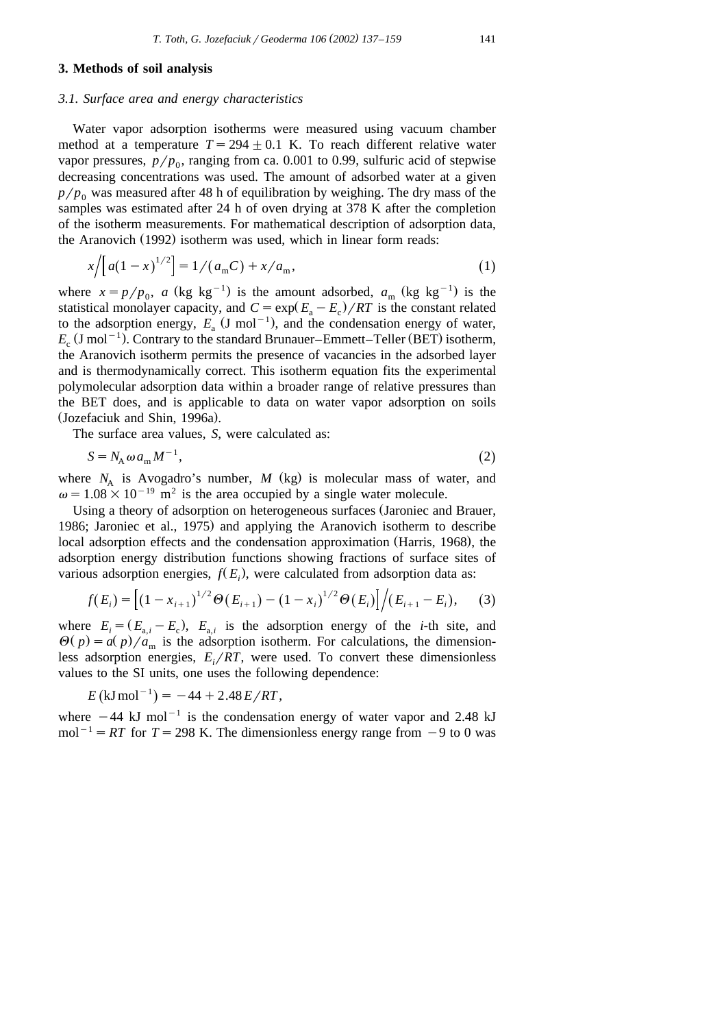## 3. Methods of soil analysis

### 3.1. Surface area and energy characteristics

Water vapor adsorption isotherms were measured using vacuum chamber method at a temperature $T = 294 \pm 0.1$ K. To reach different relative water vapor pressures, $p/p_0$, ranging from ca. 0.001 to 0.99, sulfuric acid of stepwise decreasing concentrations was used. The amount of adsorbed water at a given $p/p_0$ was measured after 48 h of equilibration by weighing. The dry mass of the samples was estimated after 24 h of oven drying at 378 K after the completion of the isotherm measurements. For mathematical description of adsorption data, the Aranovich (1992) isotherm was used, which in linear form reads:

$$x \Big/ \left[ a(1-x)^{1/2} \right] = 1/(a_m C) + x/a_m, \tag{1}$$

where $x = p/p_0$, $a$ (kg kg$^{-1}$) is the amount adsorbed, $a_m$ (kg kg$^{-1}$) is the statistical monolayer capacity, and $C = \exp(E_a - E_c)/RT$ is the constant related to the adsorption energy, $E_a$ (J mol$^{-1}$), and the condensation energy of water, $E_c$ (J mol$^{-1}$). Contrary to the standard Brunauer–Emmett–Teller (BET) isotherm, the Aranovich isotherm permits the presence of vacancies in the adsorbed layer and is thermodynamically correct. This isotherm equation fits the experimental polymolecular adsorption data within a broader range of relative pressures than the BET does, and is applicable to data on water vapor adsorption on soils (Jozefaciuk and Shin, 1996a).

The surface area values, $S$, were calculated as:

$$S = N_A \omega a_m M^{-1}, \tag{2}$$

where $N_A$ is Avogadro's number, $M$ (kg) is molecular mass of water, and $\omega = 1.08 \times 10^{-19}$ m$^2$ is the area occupied by a single water molecule.

Using a theory of adsorption on heterogeneous surfaces (Jaroniec and Brauer, 1986; Jaroniec et al., 1975) and applying the Aranovich isotherm to describe local adsorption effects and the condensation approximation (Harris, 1968), the adsorption energy distribution functions showing fractions of surface sites of various adsorption energies, $f(E_i)$, were calculated from adsorption data as:

$$f(E_i) = \left[ (1-x_{i+1})^{1/2} \Theta(E_{i+1}) - (1-x_i)^{1/2} \Theta(E_i) \right] \Big/ (E_{i+1} - E_i), \tag{3}$$

where $E_i = (E_{a,i} - E_c)$, $E_{a,i}$ is the adsorption energy of the $i$-th site, and $\Theta(p) = a(p)/a_m$ is the adsorption isotherm. For calculations, the dimensionless adsorption energies, $E_i/RT$, were used. To convert these dimensionless values to the SI units, one uses the following dependence:

$$E\,(\mathrm{kJ\,mol^{-1}}) = -44 + 2.48\,E/RT,$$

where $-44$ kJ mol$^{-1}$ is the condensation energy of water vapor and 2.48 kJ mol$^{-1}$ = $RT$ for $T = 298$ K. The dimensionless energy range from $-9$ to 0 was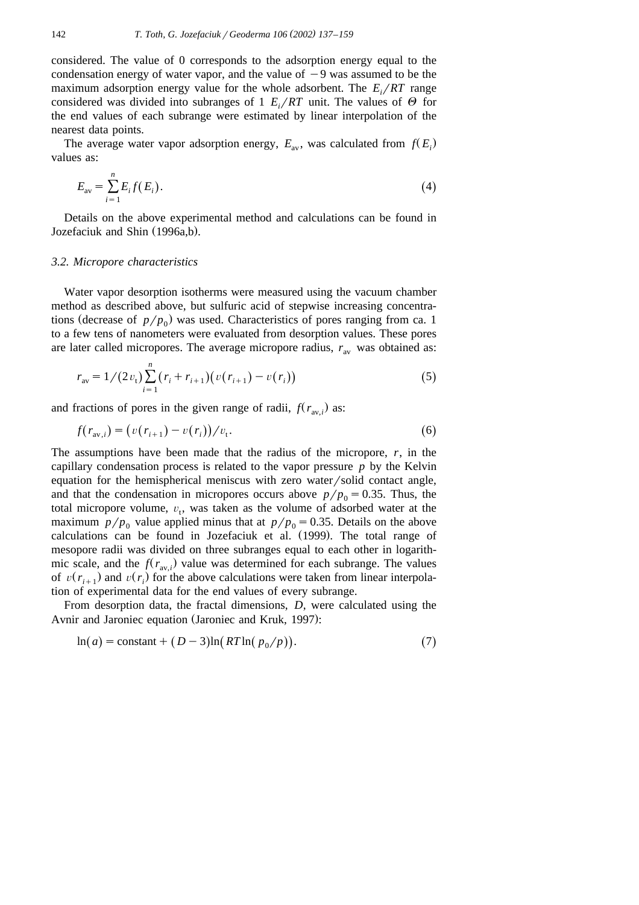considered. The value of 0 corresponds to the adsorption energy equal to the condensation energy of water vapor, and the value of $-9$ was assumed to be the maximum adsorption energy value for the whole adsorbent. The $E_i/RT$ range considered was divided into subranges of 1 $E_i/RT$ unit. The values of $\Theta$ for the end values of each subrange were estimated by linear interpolation of the nearest data points.

The average water vapor adsorption energy, $E_{av}$, was calculated from $f(E_i)$ values as:

$$E_{av} = \sum_{i=1}^{n} E_i f(E_i). \tag{4}$$

Details on the above experimental method and calculations can be found in Jozefaciuk and Shin (1996a,b).

### 3.2. Micropore characteristics

Water vapor desorption isotherms were measured using the vacuum chamber method as described above, but sulfuric acid of stepwise increasing concentrations (decrease of $p/p_0$) was used. Characteristics of pores ranging from ca. 1 to a few tens of nanometers were evaluated from desorption values. These pores are later called micropores. The average micropore radius, $r_{av}$ was obtained as:

$$r_{av} = 1/(2v_t) \sum_{i=1}^{n} (r_i + r_{i+1})(v(r_{i+1}) - v(r_i)) \tag{5}$$

and fractions of pores in the given range of radii, $f(r_{av,i})$ as:

$$f(r_{av,i}) = (v(r_{i+1}) - v(r_i))/v_t. \tag{6}$$

The assumptions have been made that the radius of the micropore, $r$, in the capillary condensation process is related to the vapor pressure $p$ by the Kelvin equation for the hemispherical meniscus with zero water/solid contact angle, and that the condensation in micropores occurs above $p/p_0 = 0.35$. Thus, the total micropore volume, $v_t$, was taken as the volume of adsorbed water at the maximum $p/p_0$ value applied minus that at $p/p_0 = 0.35$. Details on the above calculations can be found in Jozefaciuk et al. (1999). The total range of mesopore radii was divided on three subranges equal to each other in logarithmic scale, and the $f(r_{av,i})$ value was determined for each subrange. The values of $v(r_{i+1})$ and $v(r_i)$ for the above calculations were taken from linear interpolation of experimental data for the end values of every subrange.

From desorption data, the fractal dimensions, $D$, were calculated using the Avnir and Jaroniec equation (Jaroniec and Kruk, 1997):

$$\ln(a) = \text{constant} + (D-3)\ln(RT\ln(p_0/p)). \tag{7}$$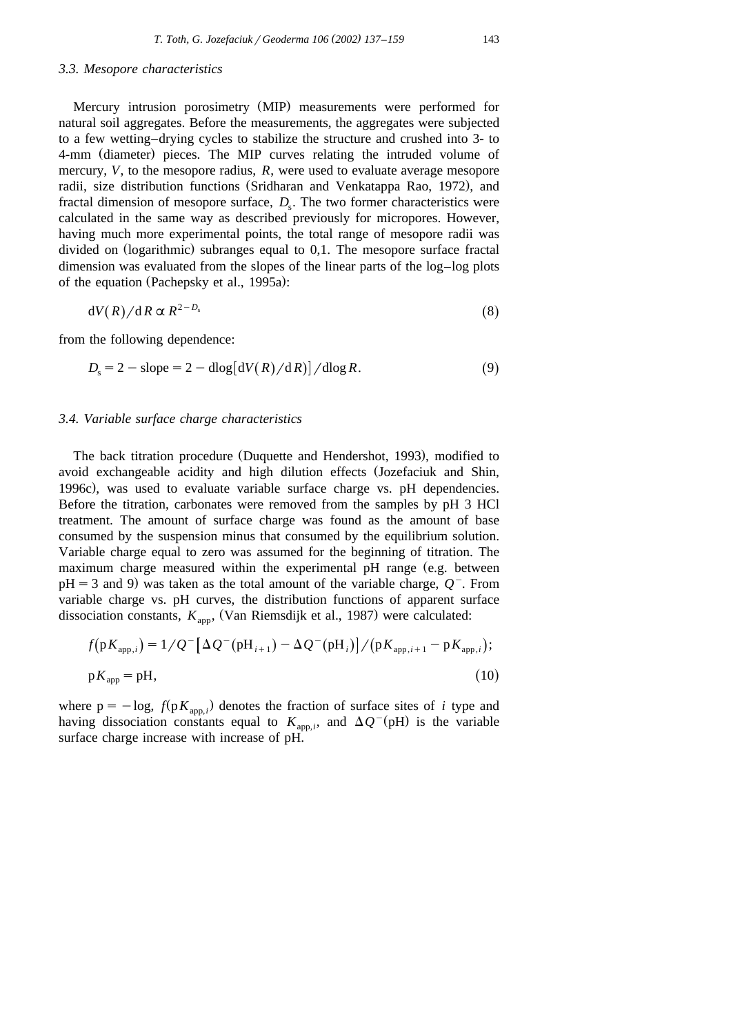### 3.3. Mesopore characteristics

Mercury intrusion porosimetry (MIP) measurements were performed for natural soil aggregates. Before the measurements, the aggregates were subjected to a few wetting–drying cycles to stabilize the structure and crushed into 3- to 4-mm (diameter) pieces. The MIP curves relating the intruded volume of mercury, $V$, to the mesopore radius, $R$, were used to evaluate average mesopore radii, size distribution functions (Sridharan and Venkatappa Rao, 1972), and fractal dimension of mesopore surface, $D_s$. The two former characteristics were calculated in the same way as described previously for micropores. However, having much more experimental points, the total range of mesopore radii was divided on (logarithmic) subranges equal to 0,1. The mesopore surface fractal dimension was evaluated from the slopes of the linear parts of the log–log plots of the equation (Pachepsky et al., 1995a):

$$\mathrm{d}V(R)/\mathrm{d}R \propto R^{2-D_s} \tag{8}$$

from the following dependence:

$$D_s = 2 - \text{slope} = 2 - \mathrm{dlog}[\mathrm{d}V(R)/\mathrm{d}R]/\mathrm{dlog}\,R. \tag{9}$$

### 3.4. Variable surface charge characteristics

The back titration procedure (Duquette and Hendershot, 1993), modified to avoid exchangeable acidity and high dilution effects (Jozefaciuk and Shin, 1996c), was used to evaluate variable surface charge vs. pH dependencies. Before the titration, carbonates were removed from the samples by pH 3 HCl treatment. The amount of surface charge was found as the amount of base consumed by the suspension minus that consumed by the equilibrium solution. Variable charge equal to zero was assumed for the beginning of titration. The maximum charge measured within the experimental pH range (e.g. between pH = 3 and 9) was taken as the total amount of the variable charge, $Q^-$. From variable charge vs. pH curves, the distribution functions of apparent surface dissociation constants, $K_{\mathrm{app}}$, (Van Riemsdijk et al., 1987) were calculated:

$$f(\mathrm{p}K_{\mathrm{app},i}) = 1/Q^-\left[\Delta Q^-(\mathrm{pH}_{i+1}) - \Delta Q^-(\mathrm{pH}_i)\right]/(\mathrm{p}K_{\mathrm{app},i+1} - \mathrm{p}K_{\mathrm{app},i});$$

$$\mathrm{p}K_{\mathrm{app}} = \mathrm{pH}, \tag{10}$$

where $\mathrm{p} = -\log$, $f(\mathrm{p}K_{\mathrm{app},i})$ denotes the fraction of surface sites of $i$ type and having dissociation constants equal to $K_{\mathrm{app},i}$, and $\Delta Q^-(\mathrm{pH})$ is the variable surface charge increase with increase of pH.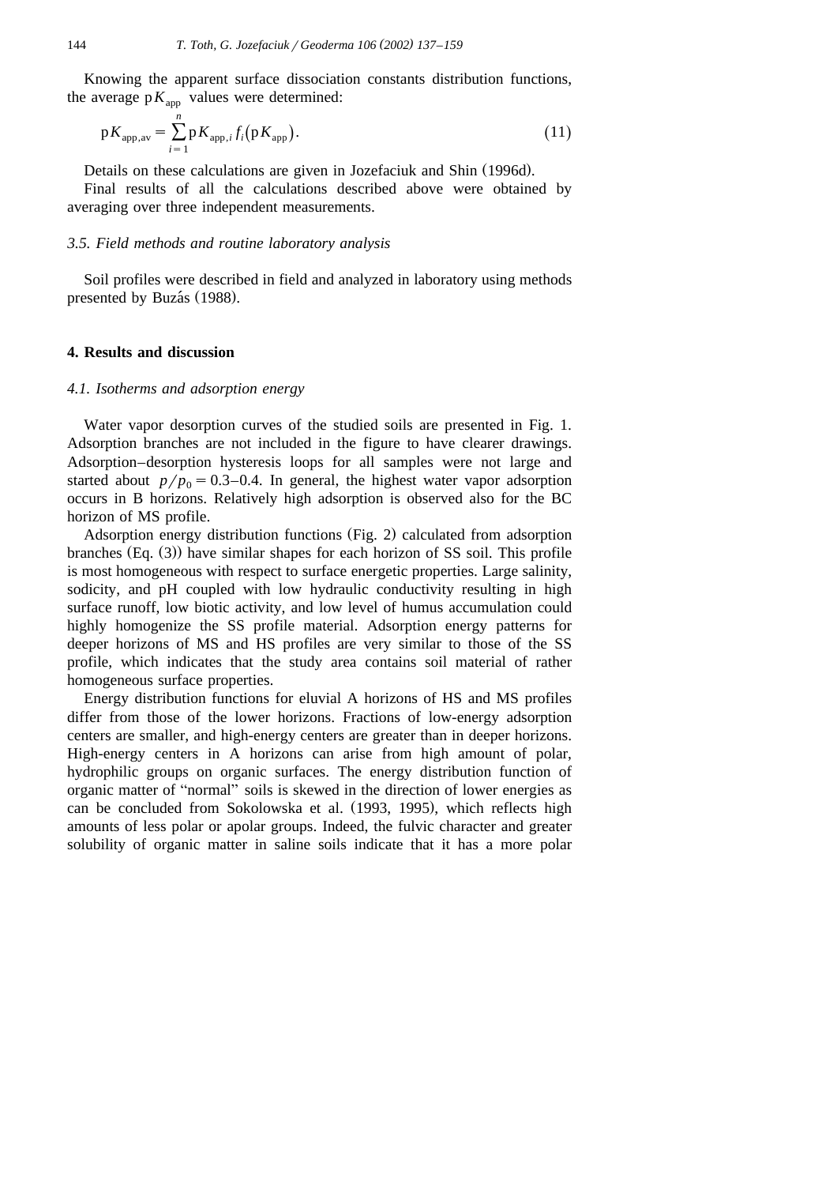Knowing the apparent surface dissociation constants distribution functions, the average $pK_{app}$ values were determined:

$$pK_{app,av} = \sum_{i=1}^{n} pK_{app,i} f_i(pK_{app}). \tag{11}$$

Details on these calculations are given in Jozefaciuk and Shin (1996d).

Final results of all the calculations described above were obtained by averaging over three independent measurements.

### *3.5. Field methods and routine laboratory analysis*

Soil profiles were described in field and analyzed in laboratory using methods presented by Buzás (1988).

## 4. Results and discussion

### *4.1. Isotherms and adsorption energy*

Water vapor desorption curves of the studied soils are presented in Fig. 1. Adsorption branches are not included in the figure to have clearer drawings. Adsorption–desorption hysteresis loops for all samples were not large and started about $p/p_0 = 0.3$–$0.4$. In general, the highest water vapor adsorption occurs in B horizons. Relatively high adsorption is observed also for the BC horizon of MS profile.

Adsorption energy distribution functions (Fig. 2) calculated from adsorption branches (Eq. (3)) have similar shapes for each horizon of SS soil. This profile is most homogeneous with respect to surface energetic properties. Large salinity, sodicity, and pH coupled with low hydraulic conductivity resulting in high surface runoff, low biotic activity, and low level of humus accumulation could highly homogenize the SS profile material. Adsorption energy patterns for deeper horizons of MS and HS profiles are very similar to those of the SS profile, which indicates that the study area contains soil material of rather homogeneous surface properties.

Energy distribution functions for eluvial A horizons of HS and MS profiles differ from those of the lower horizons. Fractions of low-energy adsorption centers are smaller, and high-energy centers are greater than in deeper horizons. High-energy centers in A horizons can arise from high amount of polar, hydrophilic groups on organic surfaces. The energy distribution function of organic matter of "normal" soils is skewed in the direction of lower energies as can be concluded from Sokolowska et al. (1993, 1995), which reflects high amounts of less polar or apolar groups. Indeed, the fulvic character and greater solubility of organic matter in saline soils indicate that it has a more polar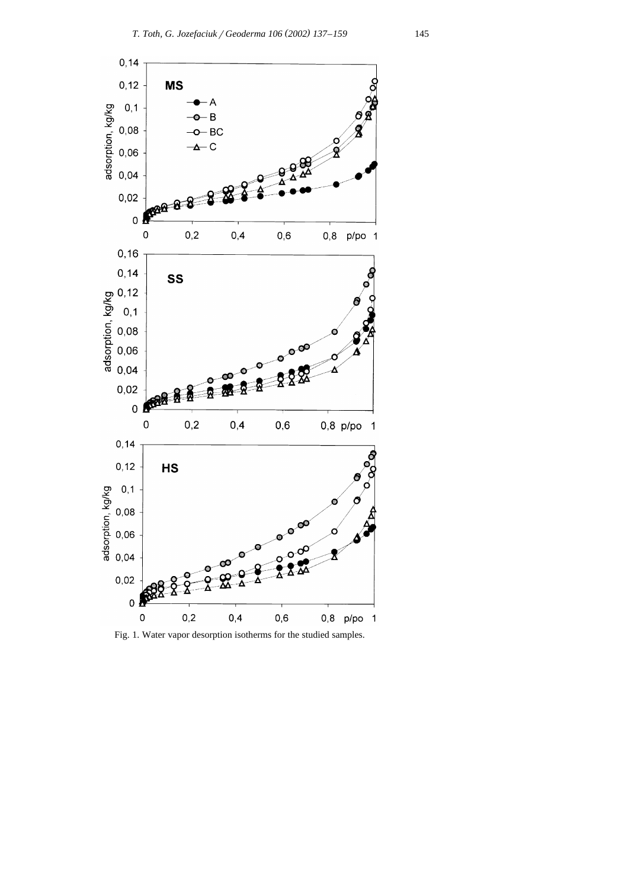Fig. 1. Water vapor desorption isotherms for the studied samples.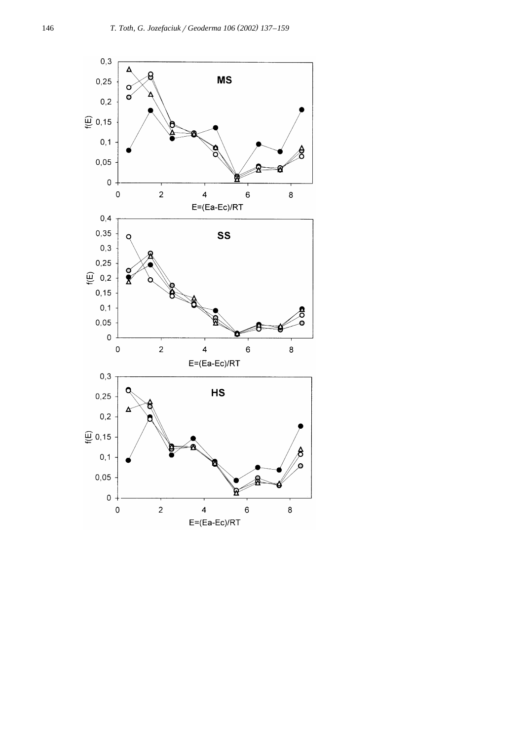**MS**

f(E)

E=(Ea-Ec)/RT

**SS**

f(E)

E=(Ea-Ec)/RT

**HS**

f(E)

E=(Ea-Ec)/RT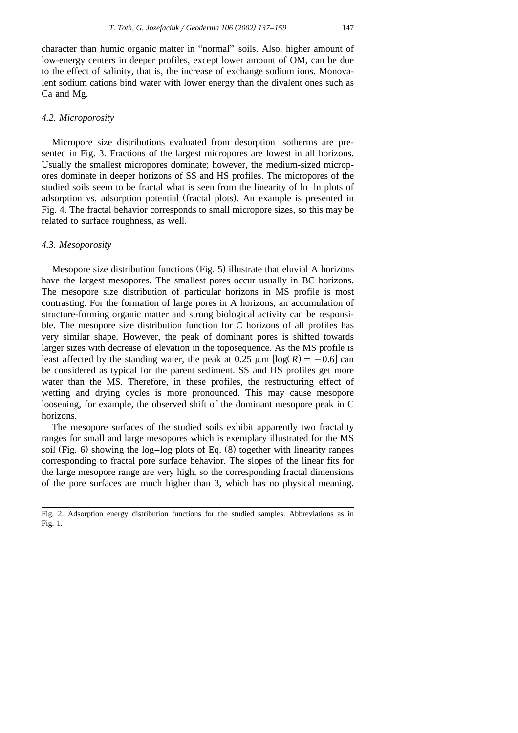character than humic organic matter in "normal" soils. Also, higher amount of low-energy centers in deeper profiles, except lower amount of OM, can be due to the effect of salinity, that is, the increase of exchange sodium ions. Monovalent sodium cations bind water with lower energy than the divalent ones such as Ca and Mg.

### *4.2. Microporosity*

Micropore size distributions evaluated from desorption isotherms are presented in Fig. 3. Fractions of the largest micropores are lowest in all horizons. Usually the smallest micropores dominate; however, the medium-sized micropores dominate in deeper horizons of SS and HS profiles. The micropores of the studied soils seem to be fractal what is seen from the linearity of ln–ln plots of adsorption vs. adsorption potential (fractal plots). An example is presented in Fig. 4. The fractal behavior corresponds to small micropore sizes, so this may be related to surface roughness, as well.

### *4.3. Mesoporosity*

Mesopore size distribution functions (Fig. 5) illustrate that eluvial A horizons have the largest mesopores. The smallest pores occur usually in BC horizons. The mesopore size distribution of particular horizons in MS profile is most contrasting. For the formation of large pores in A horizons, an accumulation of structure-forming organic matter and strong biological activity can be responsible. The mesopore size distribution function for C horizons of all profiles has very similar shape. However, the peak of dominant pores is shifted towards larger sizes with decrease of elevation in the toposequence. As the MS profile is least affected by the standing water, the peak at 0.25 μm [$\log(R) = -0.6$] can be considered as typical for the parent sediment. SS and HS profiles get more water than the MS. Therefore, in these profiles, the restructuring effect of wetting and drying cycles is more pronounced. This may cause mesopore loosening, for example, the observed shift of the dominant mesopore peak in C horizons.

The mesopore surfaces of the studied soils exhibit apparently two fractality ranges for small and large mesopores which is exemplary illustrated for the MS soil (Fig. 6) showing the log–log plots of Eq. (8) together with linearity ranges corresponding to fractal pore surface behavior. The slopes of the linear fits for the large mesopore range are very high, so the corresponding fractal dimensions of the pore surfaces are much higher than 3, which has no physical meaning.

Fig. 2. Adsorption energy distribution functions for the studied samples. Abbreviations as in Fig. 1.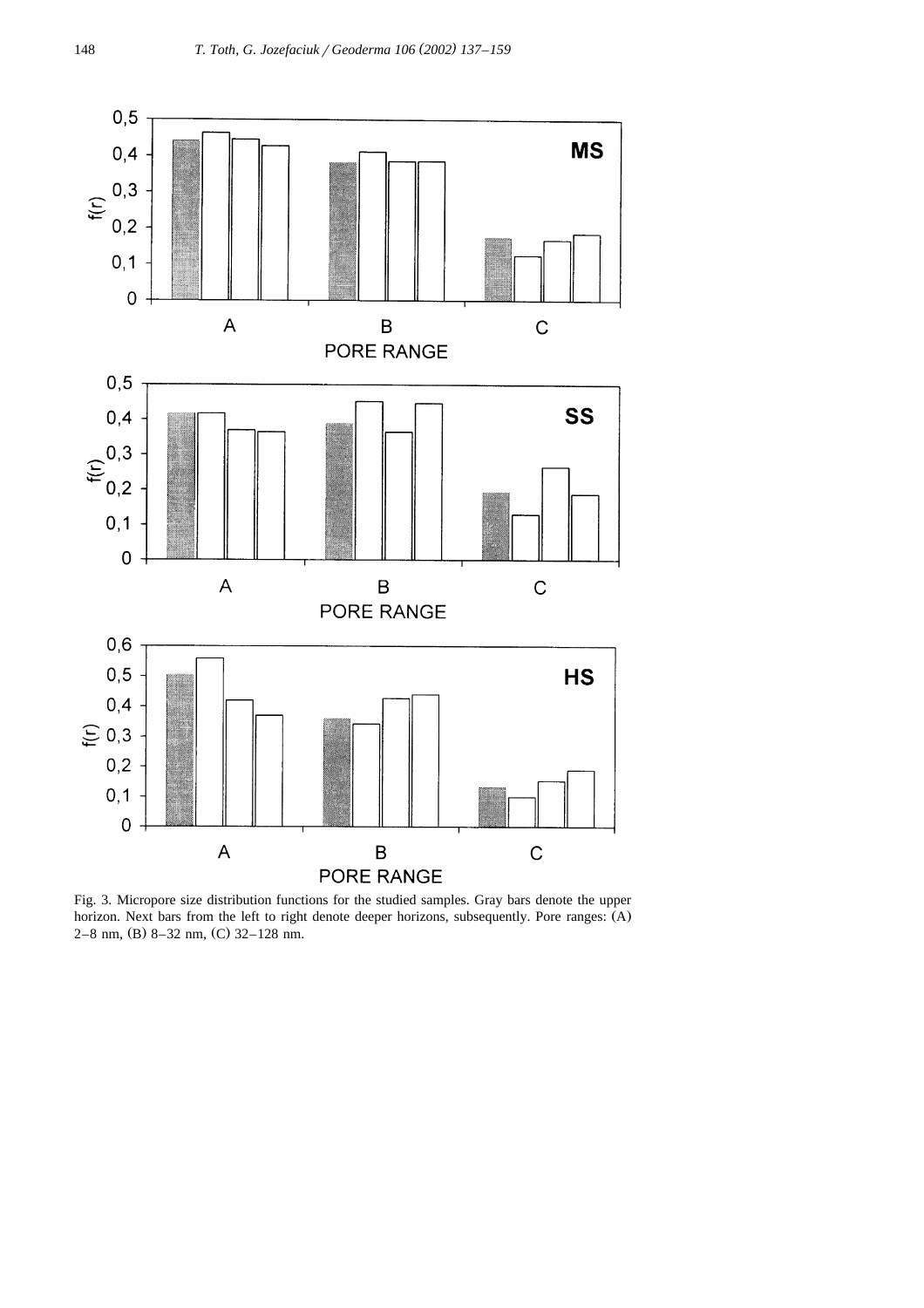Fig. 3. Micropore size distribution functions for the studied samples. Gray bars denote the upper horizon. Next bars from the left to right denote deeper horizons, subsequently. Pore ranges: (A) 2–8 nm, (B) 8–32 nm, (C) 32–128 nm.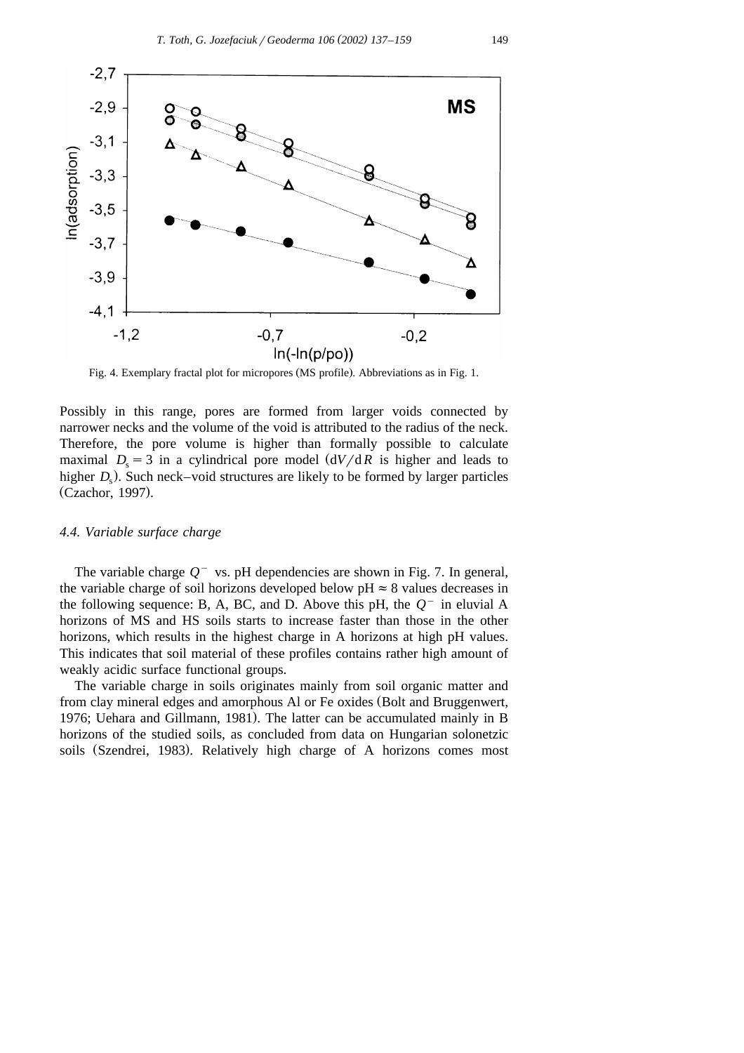Fig. 4. Exemplary fractal plot for micropores (MS profile). Abbreviations as in Fig. 1.

Possibly in this range, pores are formed from larger voids connected by narrower necks and the volume of the void is attributed to the radius of the neck. Therefore, the pore volume is higher than formally possible to calculate maximal $D_s = 3$ in a cylindrical pore model ($dV/dR$ is higher and leads to higher $D_s$). Such neck–void structures are likely to be formed by larger particles (Czachor, 1997).

### *4.4. Variable surface charge*

The variable charge $Q^-$ vs. pH dependencies are shown in Fig. 7. In general, the variable charge of soil horizons developed below pH ≈ 8 values decreases in the following sequence: B, A, BC, and D. Above this pH, the $Q^-$ in eluvial A horizons of MS and HS soils starts to increase faster than those in the other horizons, which results in the highest charge in A horizons at high pH values. This indicates that soil material of these profiles contains rather high amount of weakly acidic surface functional groups.

The variable charge in soils originates mainly from soil organic matter and from clay mineral edges and amorphous Al or Fe oxides (Bolt and Bruggenwert, 1976; Uehara and Gillmann, 1981). The latter can be accumulated mainly in B horizons of the studied soils, as concluded from data on Hungarian solonetzic soils (Szendrei, 1983). Relatively high charge of A horizons comes most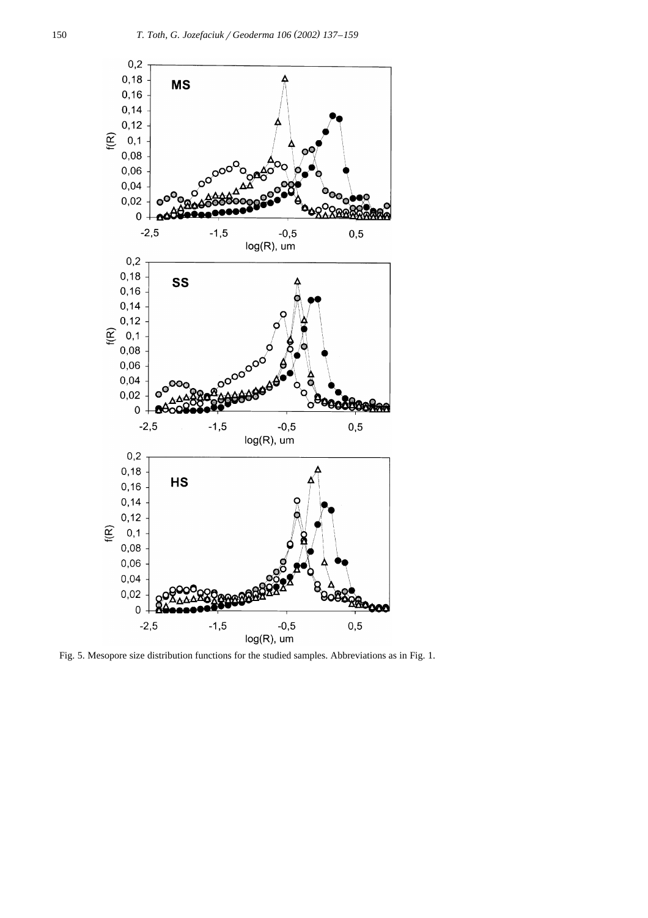Fig. 5. Mesopore size distribution functions for the studied samples. Abbreviations as in Fig. 1.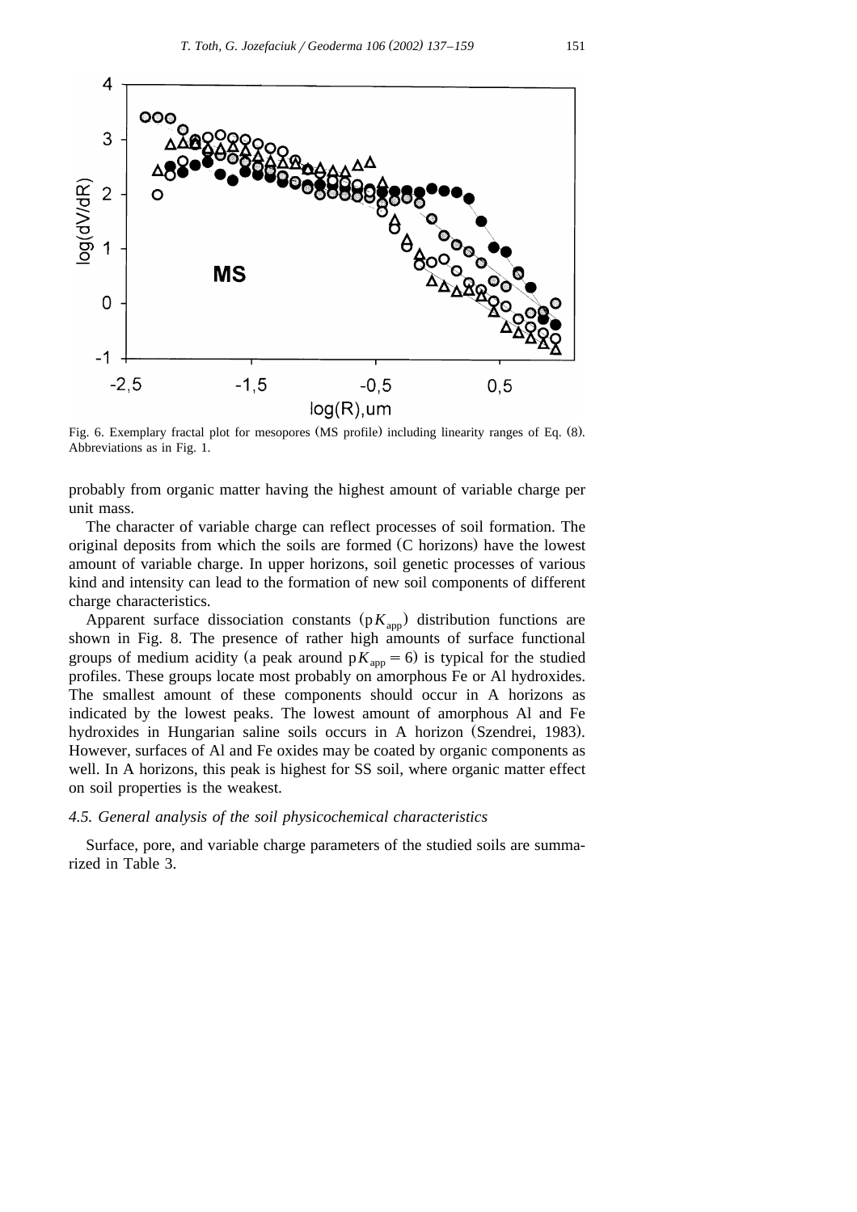Fig. 6. Exemplary fractal plot for mesopores (MS profile) including linearity ranges of Eq. (8). Abbreviations as in Fig. 1.

probably from organic matter having the highest amount of variable charge per unit mass.

The character of variable charge can reflect processes of soil formation. The original deposits from which the soils are formed (C horizons) have the lowest amount of variable charge. In upper horizons, soil genetic processes of various kind and intensity can lead to the formation of new soil components of different charge characteristics.

Apparent surface dissociation constants ($pK_{app}$) distribution functions are shown in Fig. 8. The presence of rather high amounts of surface functional groups of medium acidity (a peak around $pK_{app} = 6$) is typical for the studied profiles. These groups locate most probably on amorphous Fe or Al hydroxides. The smallest amount of these components should occur in A horizons as indicated by the lowest peaks. The lowest amount of amorphous Al and Fe hydroxides in Hungarian saline soils occurs in A horizon (Szendrei, 1983). However, surfaces of Al and Fe oxides may be coated by organic components as well. In A horizons, this peak is highest for SS soil, where organic matter effect on soil properties is the weakest.

### *4.5. General analysis of the soil physicochemical characteristics*

Surface, pore, and variable charge parameters of the studied soils are summarized in Table 3.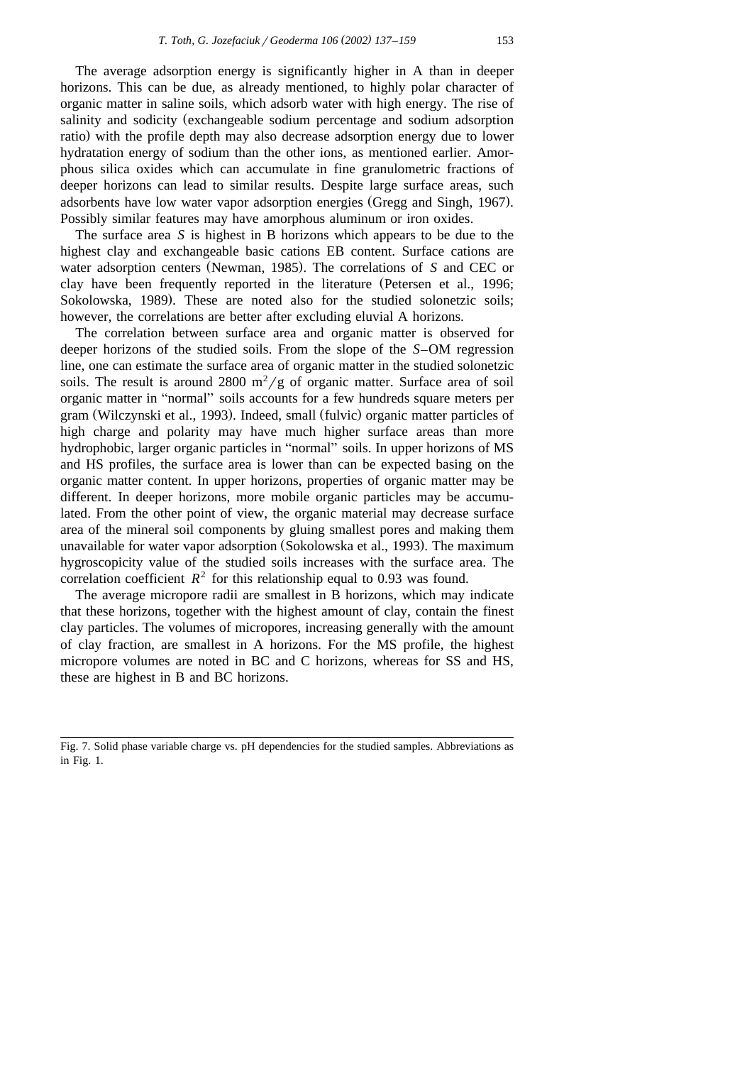The average adsorption energy is significantly higher in A than in deeper horizons. This can be due, as already mentioned, to highly polar character of organic matter in saline soils, which adsorb water with high energy. The rise of salinity and sodicity (exchangeable sodium percentage and sodium adsorption ratio) with the profile depth may also decrease adsorption energy due to lower hydratation energy of sodium than the other ions, as mentioned earlier. Amorphous silica oxides which can accumulate in fine granulometric fractions of deeper horizons can lead to similar results. Despite large surface areas, such adsorbents have low water vapor adsorption energies (Gregg and Singh, 1967). Possibly similar features may have amorphous aluminum or iron oxides.

The surface area $S$ is highest in B horizons which appears to be due to the highest clay and exchangeable basic cations EB content. Surface cations are water adsorption centers (Newman, 1985). The correlations of $S$ and CEC or clay have been frequently reported in the literature (Petersen et al., 1996; Sokolowska, 1989). These are noted also for the studied solonetzic soils; however, the correlations are better after excluding eluvial A horizons.

The correlation between surface area and organic matter is observed for deeper horizons of the studied soils. From the slope of the $S$–OM regression line, one can estimate the surface area of organic matter in the studied solonetzic soils. The result is around 2800 $m^2/g$ of organic matter. Surface area of soil organic matter in "normal" soils accounts for a few hundreds square meters per gram (Wilczynski et al., 1993). Indeed, small (fulvic) organic matter particles of high charge and polarity may have much higher surface areas than more hydrophobic, larger organic particles in "normal" soils. In upper horizons of MS and HS profiles, the surface area is lower than can be expected basing on the organic matter content. In upper horizons, properties of organic matter may be different. In deeper horizons, more mobile organic particles may be accumulated. From the other point of view, the organic material may decrease surface area of the mineral soil components by gluing smallest pores and making them unavailable for water vapor adsorption (Sokolowska et al., 1993). The maximum hygroscopicity value of the studied soils increases with the surface area. The correlation coefficient $R^2$ for this relationship equal to 0.93 was found.

The average micropore radii are smallest in B horizons, which may indicate that these horizons, together with the highest amount of clay, contain the finest clay particles. The volumes of micropores, increasing generally with the amount of clay fraction, are smallest in A horizons. For the MS profile, the highest micropore volumes are noted in BC and C horizons, whereas for SS and HS, these are highest in B and BC horizons.

Fig. 7. Solid phase variable charge vs. pH dependencies for the studied samples. Abbreviations as in Fig. 1.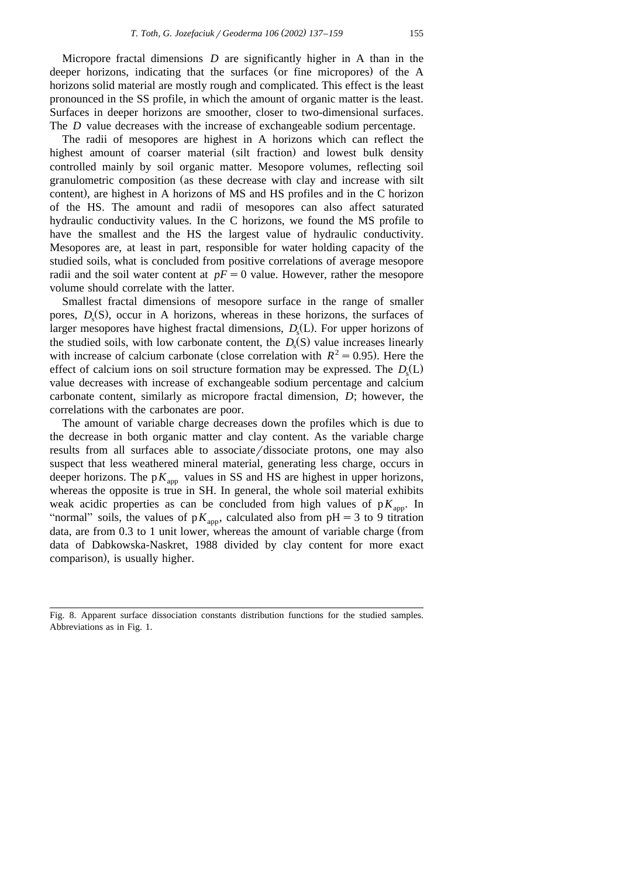Micropore fractal dimensions $D$ are significantly higher in A than in the deeper horizons, indicating that the surfaces (or fine micropores) of the A horizons solid material are mostly rough and complicated. This effect is the least pronounced in the SS profile, in which the amount of organic matter is the least. Surfaces in deeper horizons are smoother, closer to two-dimensional surfaces. The $D$ value decreases with the increase of exchangeable sodium percentage.

The radii of mesopores are highest in A horizons which can reflect the highest amount of coarser material (silt fraction) and lowest bulk density controlled mainly by soil organic matter. Mesopore volumes, reflecting soil granulometric composition (as these decrease with clay and increase with silt content), are highest in A horizons of MS and HS profiles and in the C horizon of the HS. The amount and radii of mesopores can also affect saturated hydraulic conductivity values. In the C horizons, we found the MS profile to have the smallest and the HS the largest value of hydraulic conductivity. Mesopores are, at least in part, responsible for water holding capacity of the studied soils, what is concluded from positive correlations of average mesopore radii and the soil water content at $pF = 0$ value. However, rather the mesopore volume should correlate with the latter.

Smallest fractal dimensions of mesopore surface in the range of smaller pores, $D_s(\mathrm{S})$, occur in A horizons, whereas in these horizons, the surfaces of larger mesopores have highest fractal dimensions, $D_s(\mathrm{L})$. For upper horizons of the studied soils, with low carbonate content, the $D_s(\mathrm{S})$ value increases linearly with increase of calcium carbonate (close correlation with $R^2 = 0.95$). Here the effect of calcium ions on soil structure formation may be expressed. The $D_s(\mathrm{L})$ value decreases with increase of exchangeable sodium percentage and calcium carbonate content, similarly as micropore fractal dimension, $D$; however, the correlations with the carbonates are poor.

The amount of variable charge decreases down the profiles which is due to the decrease in both organic matter and clay content. As the variable charge results from all surfaces able to associate/dissociate protons, one may also suspect that less weathered mineral material, generating less charge, occurs in deeper horizons. The $\mathrm{p}K_{\mathrm{app}}$ values in SS and HS are highest in upper horizons, whereas the opposite is true in SH. In general, the whole soil material exhibits weak acidic properties as can be concluded from high values of $\mathrm{p}K_{\mathrm{app}}$. In "normal" soils, the values of $\mathrm{p}K_{\mathrm{app}}$, calculated also from $\mathrm{pH} = 3$ to 9 titration data, are from 0.3 to 1 unit lower, whereas the amount of variable charge (from data of Dabkowska-Naskret, 1988 divided by clay content for more exact comparison), is usually higher.

---

Fig. 8. Apparent surface dissociation constants distribution functions for the studied samples. Abbreviations as in Fig. 1.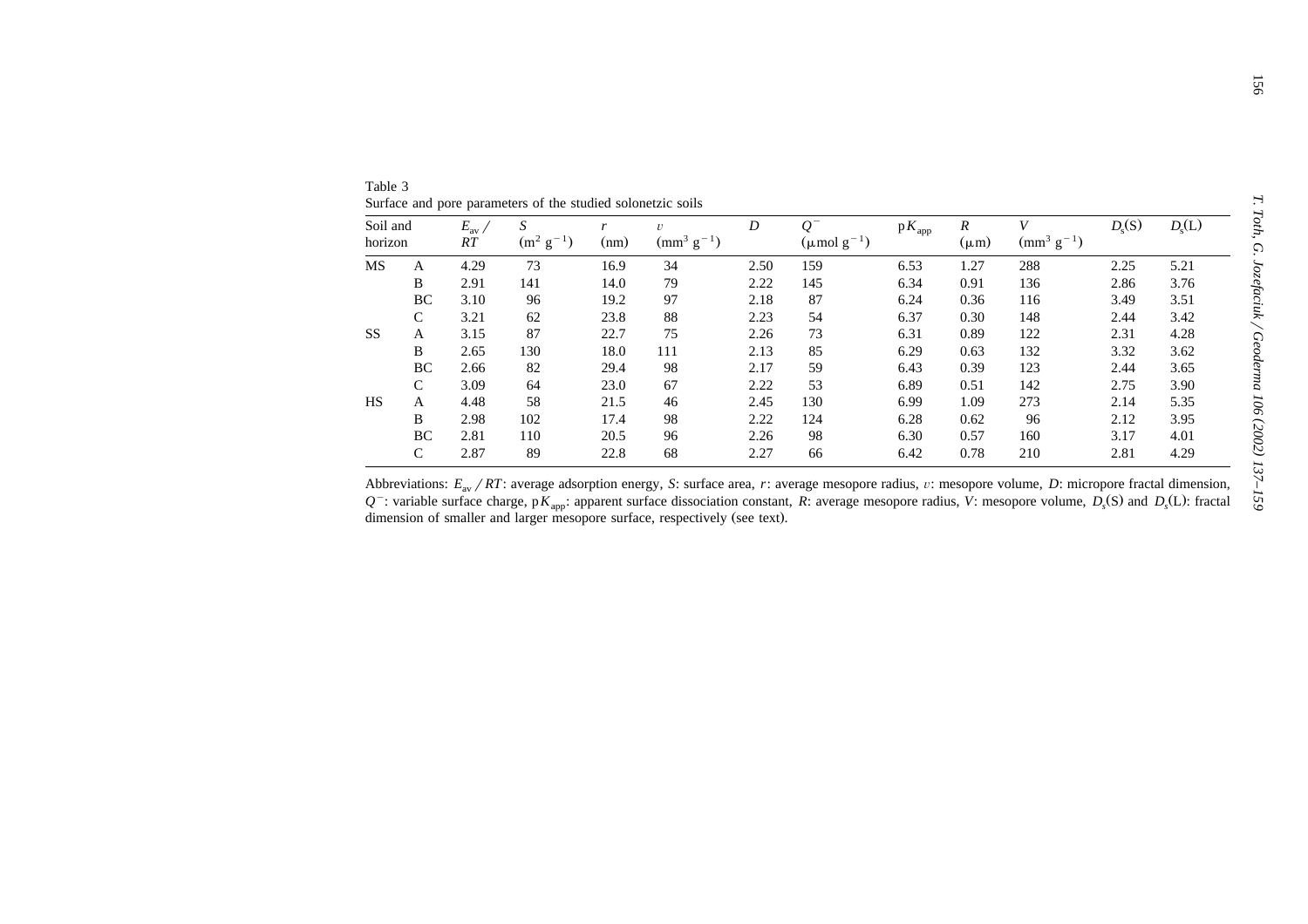Table 3
Surface and pore parameters of the studied solonetzic soils

| Soil and horizon | | $E_{av}/RT$ | $S$ ($m^2\ g^{-1}$) | $r$ (nm) | $v$ ($mm^3\ g^{-1}$) | $D$ | $Q^-$ ($\mu mol\ g^{-1}$) | $pK_{app}$ | $R$ ($\mu m$) | $V$ ($mm^3\ g^{-1}$) | $D_s(S)$ | $D_s(L)$ |
|---|---|---|---|---|---|---|---|---|---|---|---|---|
| MS | A | 4.29 | 73 | 16.9 | 34 | 2.50 | 159 | 6.53 | 1.27 | 288 | 2.25 | 5.21 |
| | B | 2.91 | 141 | 14.0 | 79 | 2.22 | 145 | 6.34 | 0.91 | 136 | 2.86 | 3.76 |
| | BC | 3.10 | 96 | 19.2 | 97 | 2.18 | 87 | 6.24 | 0.36 | 116 | 3.49 | 3.51 |
| | C | 3.21 | 62 | 23.8 | 88 | 2.23 | 54 | 6.37 | 0.30 | 148 | 2.44 | 3.42 |
| SS | A | 3.15 | 87 | 22.7 | 75 | 2.26 | 73 | 6.31 | 0.89 | 122 | 2.31 | 4.28 |
| | B | 2.65 | 130 | 18.0 | 111 | 2.13 | 85 | 6.29 | 0.63 | 132 | 3.32 | 3.62 |
| | BC | 2.66 | 82 | 29.4 | 98 | 2.17 | 59 | 6.43 | 0.39 | 123 | 2.44 | 3.65 |
| | C | 3.09 | 64 | 23.0 | 67 | 2.22 | 53 | 6.89 | 0.51 | 142 | 2.75 | 3.90 |
| HS | A | 4.48 | 58 | 21.5 | 46 | 2.45 | 130 | 6.99 | 1.09 | 273 | 2.14 | 5.35 |
| | B | 2.98 | 102 | 17.4 | 98 | 2.22 | 124 | 6.28 | 0.62 | 96 | 2.12 | 3.95 |
| | BC | 2.81 | 110 | 20.5 | 96 | 2.26 | 98 | 6.30 | 0.57 | 160 | 3.17 | 4.01 |
| | C | 2.87 | 89 | 22.8 | 68 | 2.27 | 66 | 6.42 | 0.78 | 210 | 2.81 | 4.29 |

Abbreviations: $E_{av}/RT$: average adsorption energy, $S$: surface area, $r$: average mesopore radius, $v$: mesopore volume, $D$: micropore fractal dimension, $Q^-$: variable surface charge, $pK_{app}$: apparent surface dissociation constant, $R$: average mesopore radius, $V$: mesopore volume, $D_s(S)$ and $D_s(L)$: fractal dimension of smaller and larger mesopore surface, respectively (see text).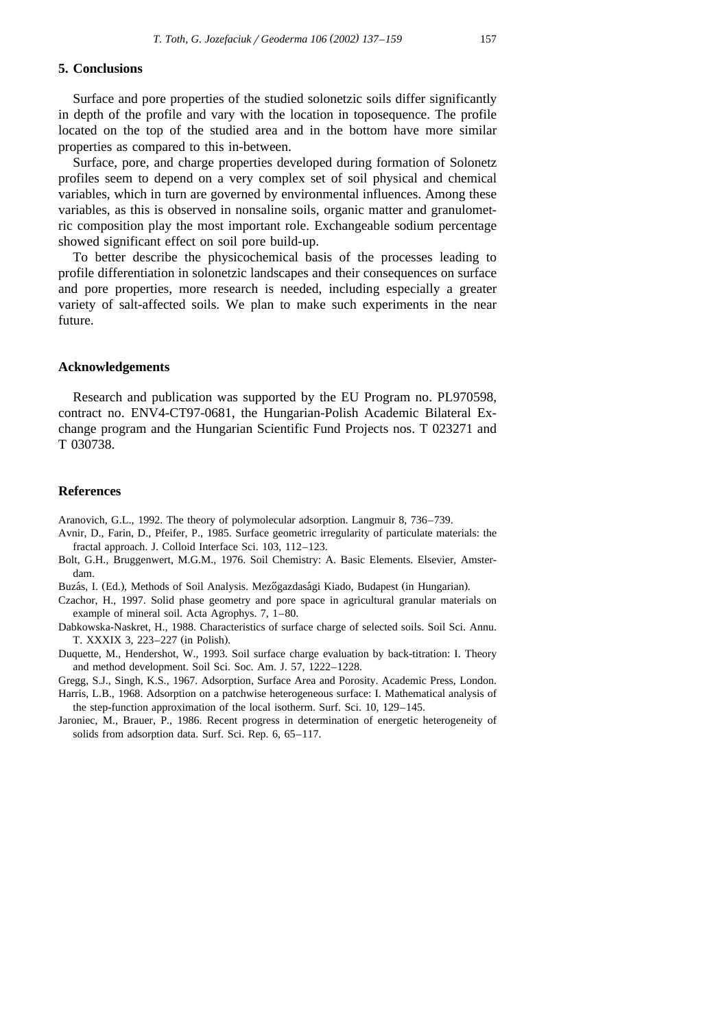## 5. Conclusions

Surface and pore properties of the studied solonetzic soils differ significantly in depth of the profile and vary with the location in toposequence. The profile located on the top of the studied area and in the bottom have more similar properties as compared to this in-between.

Surface, pore, and charge properties developed during formation of Solonetz profiles seem to depend on a very complex set of soil physical and chemical variables, which in turn are governed by environmental influences. Among these variables, as this is observed in nonsaline soils, organic matter and granulometric composition play the most important role. Exchangeable sodium percentage showed significant effect on soil pore build-up.

To better describe the physicochemical basis of the processes leading to profile differentiation in solonetzic landscapes and their consequences on surface and pore properties, more research is needed, including especially a greater variety of salt-affected soils. We plan to make such experiments in the near future.

## Acknowledgements

Research and publication was supported by the EU Program no. PL970598, contract no. ENV4-CT97-0681, the Hungarian-Polish Academic Bilateral Exchange program and the Hungarian Scientific Fund Projects nos. T 023271 and T 030738.

## References

Aranovich, G.L., 1992. The theory of polymolecular adsorption. Langmuir 8, 736–739.

Avnir, D., Farin, D., Pfeifer, P., 1985. Surface geometric irregularity of particulate materials: the fractal approach. J. Colloid Interface Sci. 103, 112–123.

Bolt, G.H., Bruggenwert, M.G.M., 1976. Soil Chemistry: A. Basic Elements. Elsevier, Amsterdam.

Buzás, I. (Ed.), Methods of Soil Analysis. Mezőgazdasági Kiado, Budapest (in Hungarian).

Czachor, H., 1997. Solid phase geometry and pore space in agricultural granular materials on example of mineral soil. Acta Agrophys. 7, 1–80.

Dabkowska-Naskret, H., 1988. Characteristics of surface charge of selected soils. Soil Sci. Annu. T. XXXIX 3, 223–227 (in Polish).

Duquette, M., Hendershot, W., 1993. Soil surface charge evaluation by back-titration: I. Theory and method development. Soil Sci. Soc. Am. J. 57, 1222–1228.

Gregg, S.J., Singh, K.S., 1967. Adsorption, Surface Area and Porosity. Academic Press, London.

Harris, L.B., 1968. Adsorption on a patchwise heterogeneous surface: I. Mathematical analysis of the step-function approximation of the local isotherm. Surf. Sci. 10, 129–145.

Jaroniec, M., Brauer, P., 1986. Recent progress in determination of energetic heterogeneity of solids from adsorption data. Surf. Sci. Rep. 6, 65–117.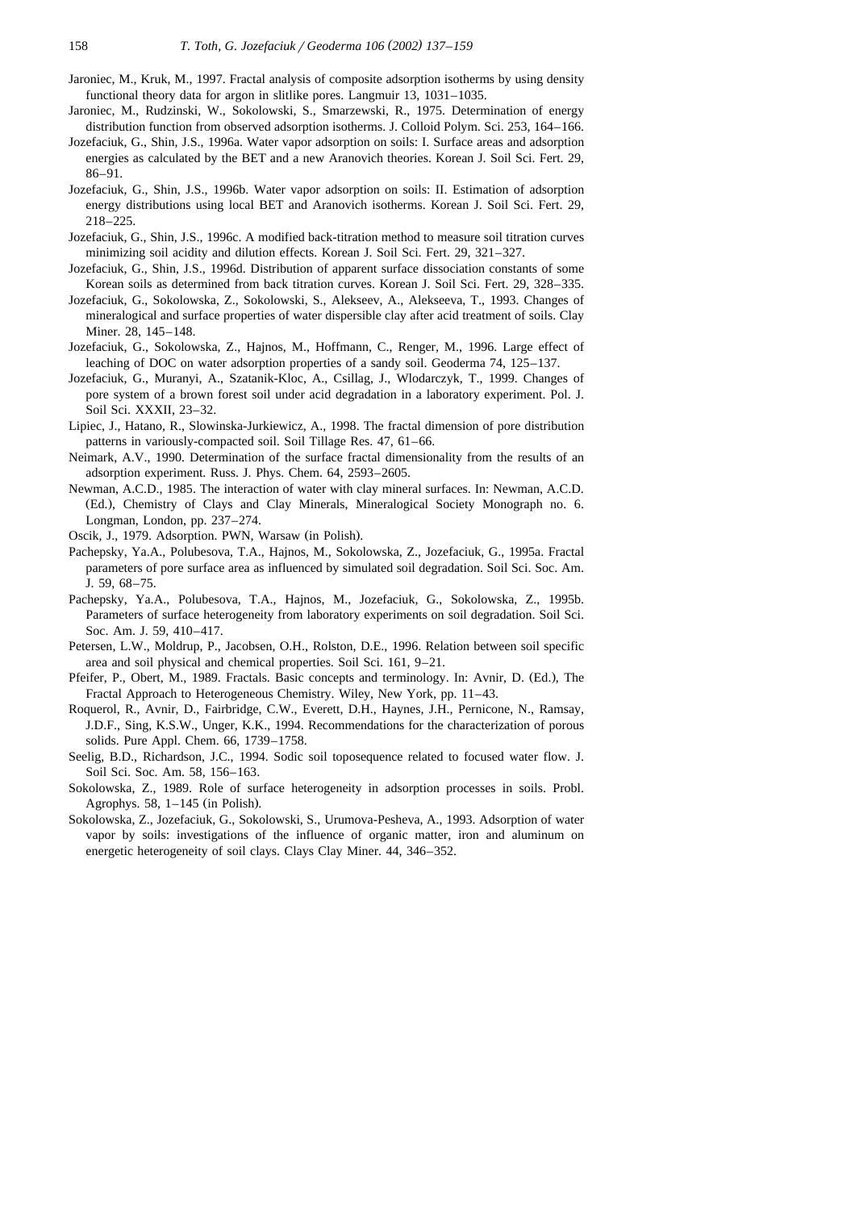Jaroniec, M., Kruk, M., 1997. Fractal analysis of composite adsorption isotherms by using density functional theory data for argon in slitlike pores. Langmuir 13, 1031–1035.

Jaroniec, M., Rudzinski, W., Sokolowski, S., Smarzewski, R., 1975. Determination of energy distribution function from observed adsorption isotherms. J. Colloid Polym. Sci. 253, 164–166.

Jozefaciuk, G., Shin, J.S., 1996a. Water vapor adsorption on soils: I. Surface areas and adsorption energies as calculated by the BET and a new Aranovich theories. Korean J. Soil Sci. Fert. 29, 86–91.

Jozefaciuk, G., Shin, J.S., 1996b. Water vapor adsorption on soils: II. Estimation of adsorption energy distributions using local BET and Aranovich isotherms. Korean J. Soil Sci. Fert. 29, 218–225.

Jozefaciuk, G., Shin, J.S., 1996c. A modified back-titration method to measure soil titration curves minimizing soil acidity and dilution effects. Korean J. Soil Sci. Fert. 29, 321–327.

Jozefaciuk, G., Shin, J.S., 1996d. Distribution of apparent surface dissociation constants of some Korean soils as determined from back titration curves. Korean J. Soil Sci. Fert. 29, 328–335.

Jozefaciuk, G., Sokolowska, Z., Sokolowski, S., Alekseev, A., Alekseeva, T., 1993. Changes of mineralogical and surface properties of water dispersible clay after acid treatment of soils. Clay Miner. 28, 145–148.

Jozefaciuk, G., Sokolowska, Z., Hajnos, M., Hoffmann, C., Renger, M., 1996. Large effect of leaching of DOC on water adsorption properties of a sandy soil. Geoderma 74, 125–137.

Jozefaciuk, G., Muranyi, A., Szatanik-Kloc, A., Csillag, J., Wlodarczyk, T., 1999. Changes of pore system of a brown forest soil under acid degradation in a laboratory experiment. Pol. J. Soil Sci. XXXII, 23–32.

Lipiec, J., Hatano, R., Slowinska-Jurkiewicz, A., 1998. The fractal dimension of pore distribution patterns in variously-compacted soil. Soil Tillage Res. 47, 61–66.

Neimark, A.V., 1990. Determination of the surface fractal dimensionality from the results of an adsorption experiment. Russ. J. Phys. Chem. 64, 2593–2605.

Newman, A.C.D., 1985. The interaction of water with clay mineral surfaces. In: Newman, A.C.D. (Ed.), Chemistry of Clays and Clay Minerals, Mineralogical Society Monograph no. 6. Longman, London, pp. 237–274.

Oscik, J., 1979. Adsorption. PWN, Warsaw (in Polish).

Pachepsky, Ya.A., Polubesova, T.A., Hajnos, M., Sokolowska, Z., Jozefaciuk, G., 1995a. Fractal parameters of pore surface area as influenced by simulated soil degradation. Soil Sci. Soc. Am. J. 59, 68–75.

Pachepsky, Ya.A., Polubesova, T.A., Hajnos, M., Jozefaciuk, G., Sokolowska, Z., 1995b. Parameters of surface heterogeneity from laboratory experiments on soil degradation. Soil Sci. Soc. Am. J. 59, 410–417.

Petersen, L.W., Moldrup, P., Jacobsen, O.H., Rolston, D.E., 1996. Relation between soil specific area and soil physical and chemical properties. Soil Sci. 161, 9–21.

Pfeifer, P., Obert, M., 1989. Fractals. Basic concepts and terminology. In: Avnir, D. (Ed.), The Fractal Approach to Heterogeneous Chemistry. Wiley, New York, pp. 11–43.

Roquerol, R., Avnir, D., Fairbridge, C.W., Everett, D.H., Haynes, J.H., Pernicone, N., Ramsay, J.D.F., Sing, K.S.W., Unger, K.K., 1994. Recommendations for the characterization of porous solids. Pure Appl. Chem. 66, 1739–1758.

Seelig, B.D., Richardson, J.C., 1994. Sodic soil toposequence related to focused water flow. J. Soil Sci. Soc. Am. 58, 156–163.

Sokolowska, Z., 1989. Role of surface heterogeneity in adsorption processes in soils. Probl. Agrophys. 58, 1–145 (in Polish).

Sokolowska, Z., Jozefaciuk, G., Sokolowski, S., Urumova-Pesheva, A., 1993. Adsorption of water vapor by soils: investigations of the influence of organic matter, iron and aluminum on energetic heterogeneity of soil clays. Clays Clay Miner. 44, 346–352.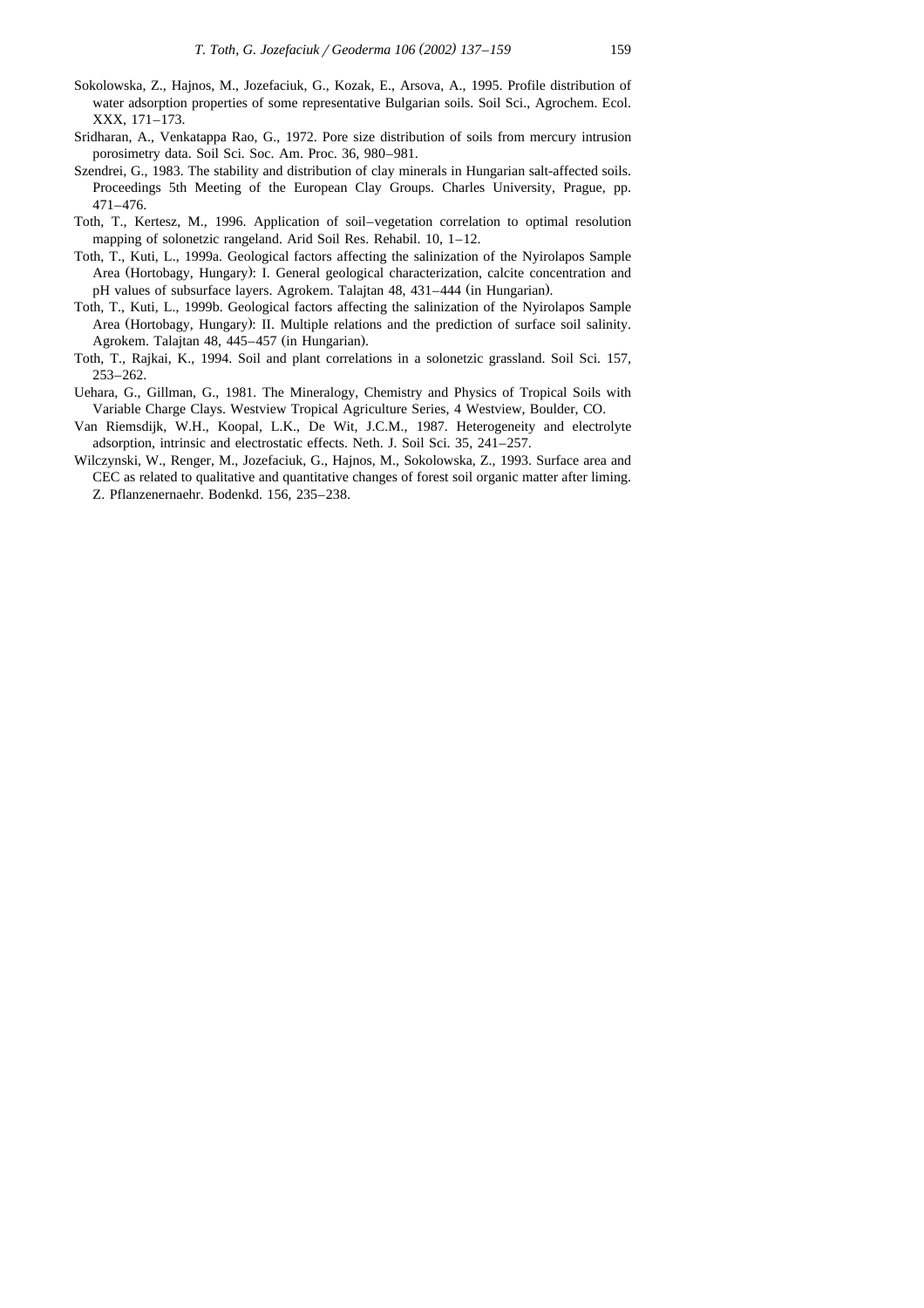Sokolowska, Z., Hajnos, M., Jozefaciuk, G., Kozak, E., Arsova, A., 1995. Profile distribution of water adsorption properties of some representative Bulgarian soils. Soil Sci., Agrochem. Ecol. XXX, 171–173.

Sridharan, A., Venkatappa Rao, G., 1972. Pore size distribution of soils from mercury intrusion porosimetry data. Soil Sci. Soc. Am. Proc. 36, 980–981.

Szendrei, G., 1983. The stability and distribution of clay minerals in Hungarian salt-affected soils. Proceedings 5th Meeting of the European Clay Groups. Charles University, Prague, pp. 471–476.

Toth, T., Kertesz, M., 1996. Application of soil–vegetation correlation to optimal resolution mapping of solonetzic rangeland. Arid Soil Res. Rehabil. 10, 1–12.

Toth, T., Kuti, L., 1999a. Geological factors affecting the salinization of the Nyirolapos Sample Area (Hortobagy, Hungary): I. General geological characterization, calcite concentration and pH values of subsurface layers. Agrokem. Talajtan 48, 431–444 (in Hungarian).

Toth, T., Kuti, L., 1999b. Geological factors affecting the salinization of the Nyirolapos Sample Area (Hortobagy, Hungary): II. Multiple relations and the prediction of surface soil salinity. Agrokem. Talajtan 48, 445–457 (in Hungarian).

Toth, T., Rajkai, K., 1994. Soil and plant correlations in a solonetzic grassland. Soil Sci. 157, 253–262.

Uehara, G., Gillman, G., 1981. The Mineralogy, Chemistry and Physics of Tropical Soils with Variable Charge Clays. Westview Tropical Agriculture Series, 4 Westview, Boulder, CO.

Van Riemsdijk, W.H., Koopal, L.K., De Wit, J.C.M., 1987. Heterogeneity and electrolyte adsorption, intrinsic and electrostatic effects. Neth. J. Soil Sci. 35, 241–257.

Wilczynski, W., Renger, M., Jozefaciuk, G., Hajnos, M., Sokolowska, Z., 1993. Surface area and CEC as related to qualitative and quantitative changes of forest soil organic matter after liming. Z. Pflanzenernaehr. Bodenkd. 156, 235–238.